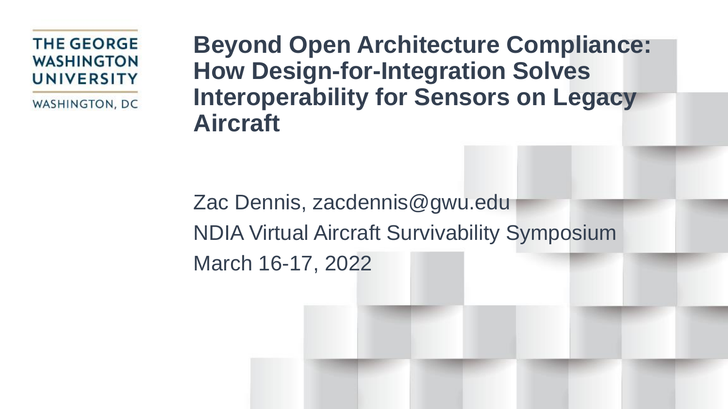THE GEORGE WASHINGTON UNIVERSITY

WASHINGTON, DC

# Beyond Open Architecture Compliance: How Design-for-Integration Solves Interoperability for Sensors on Legacy Aircraft

Zac Dennis, zacdennis@gwu.edu

NDIA Virtual Aircraft Survivability Symposium

March 16-17, 2022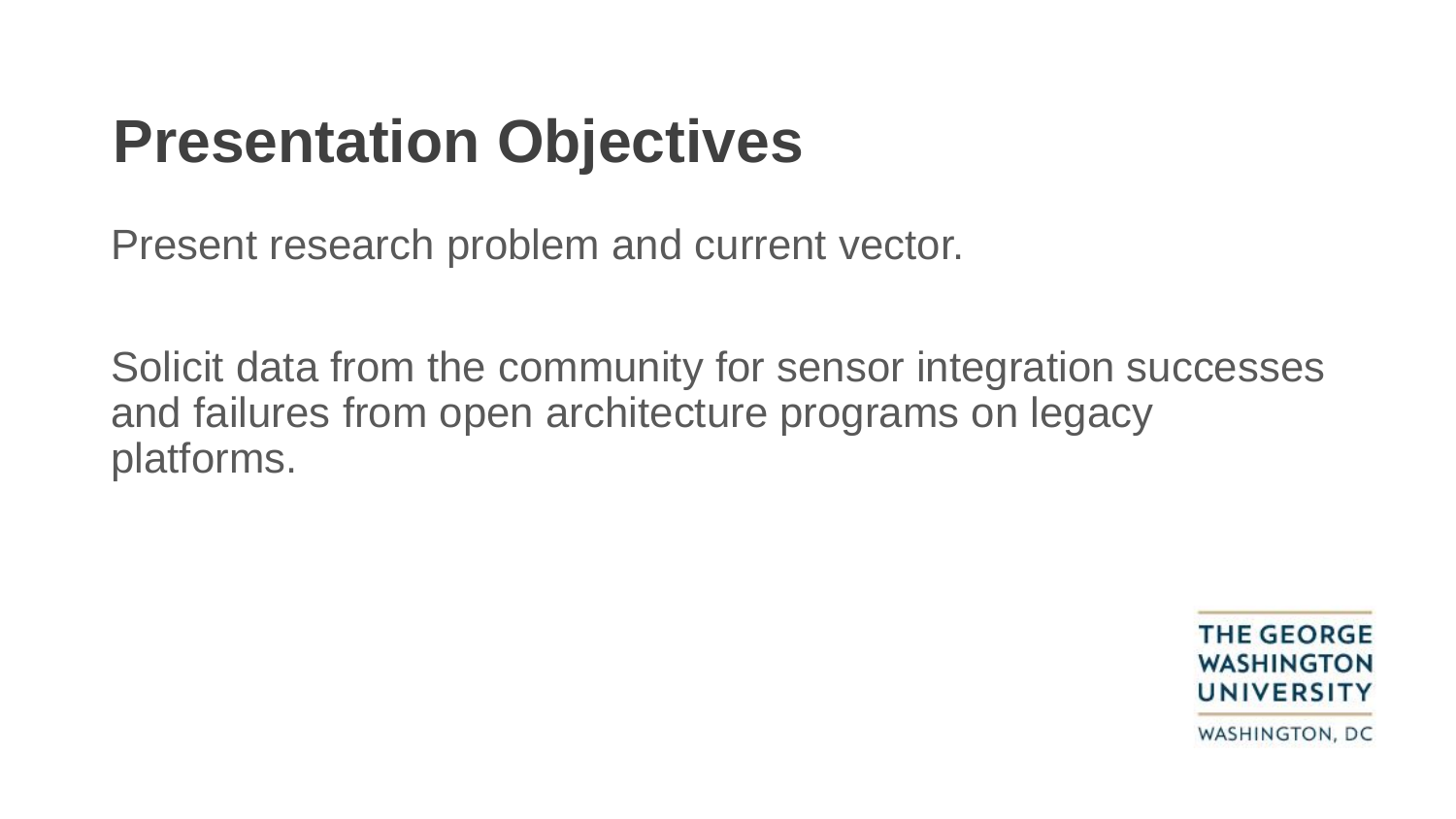# Presentation Objectives

Present research problem and current vector.

Solicit data from the community for sensor integration successes and failures from open architecture programs on legacy platforms.

THE GEORGE WASHINGTON UNIVERSITY

WASHINGTON, DC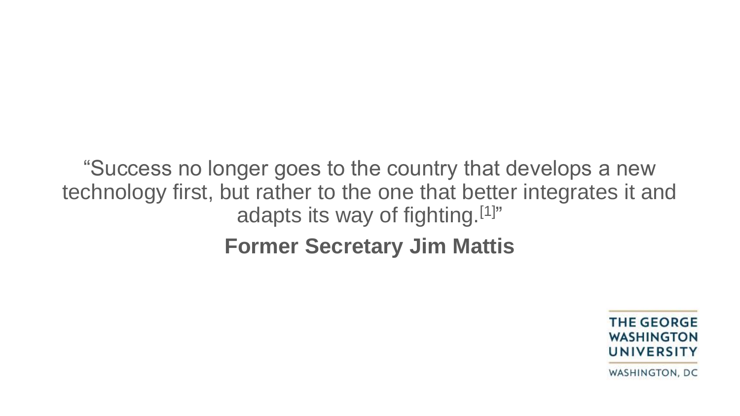"Success no longer goes to the country that develops a new technology first, but rather to the one that better integrates it and adapts its way of fighting.[1]"

**Former Secretary Jim Mattis**

THE GEORGE WASHINGTON UNIVERSITY

WASHINGTON, DC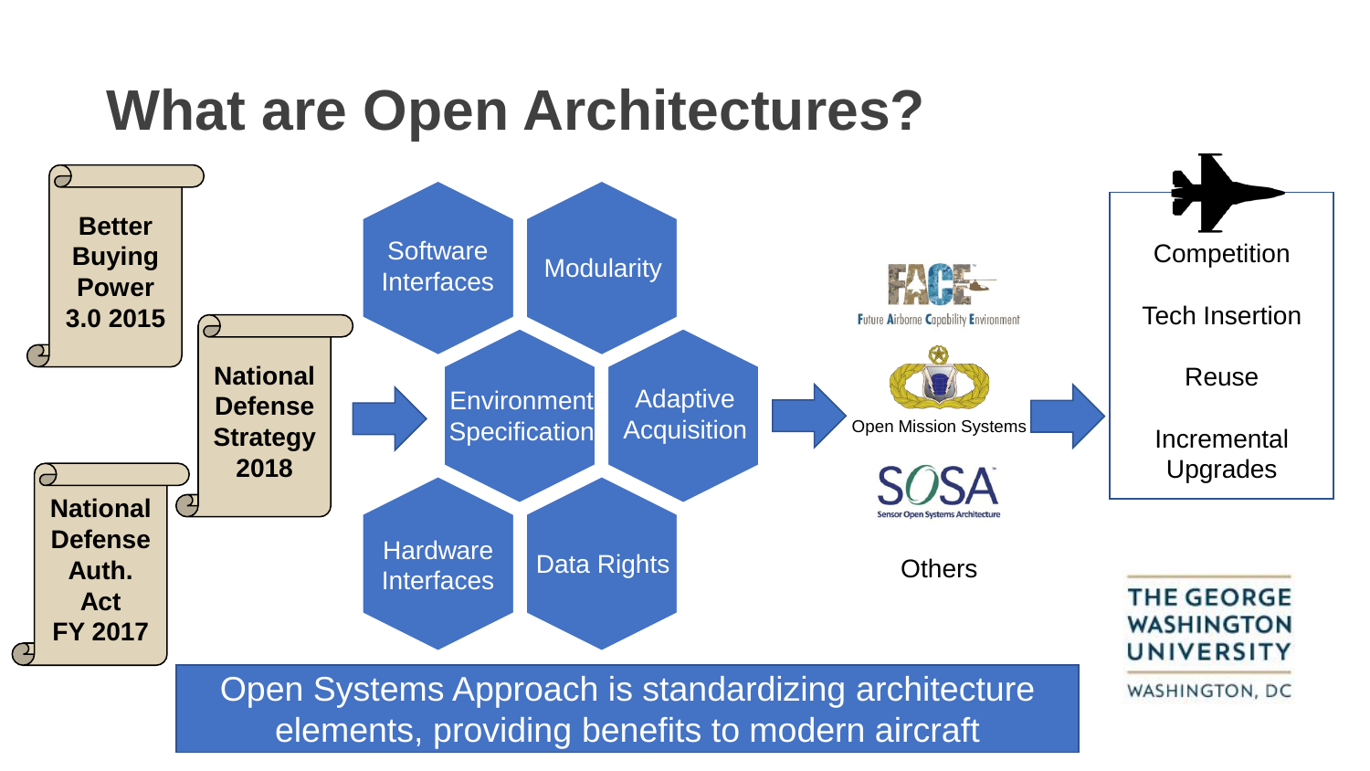# What are Open Architectures?

**Better Buying Power 3.0 2015**

**National Defense Strategy 2018**

**National Defense Auth. Act FY 2017**

- Software Interfaces
- Modularity
- Environment Specification
- Adaptive Acquisition
- Hardware Interfaces
- Data Rights

FACE — Future Airborne Capability Environment

Open Mission Systems

SOSA — Sensor Open Systems Architecture

Others

- Competition
- Tech Insertion
- Reuse
- Incremental Upgrades

Open Systems Approach is standardizing architecture elements, providing benefits to modern aircraft

THE GEORGE WASHINGTON UNIVERSITY
WASHINGTON, DC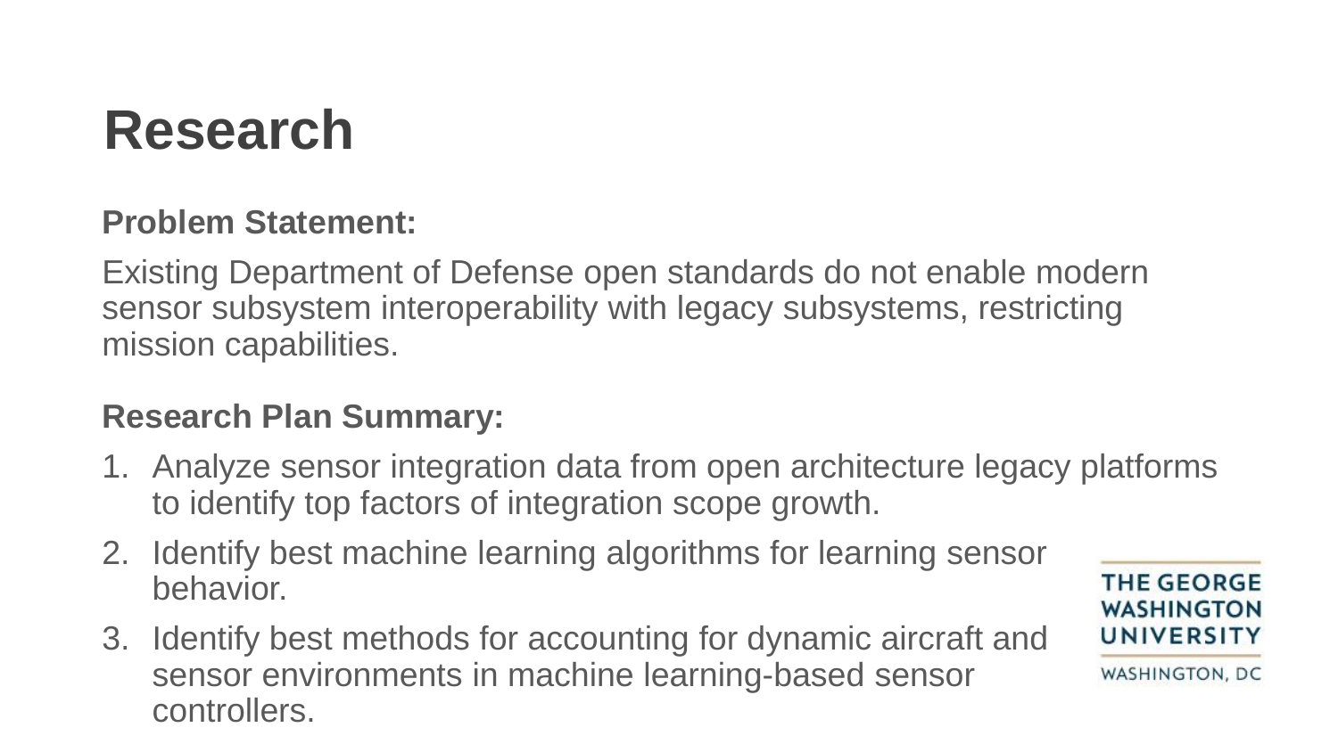# Research

**Problem Statement:**

Existing Department of Defense open standards do not enable modern sensor subsystem interoperability with legacy subsystems, restricting mission capabilities.

**Research Plan Summary:**

1. Analyze sensor integration data from open architecture legacy platforms to identify top factors of integration scope growth.
2. Identify best machine learning algorithms for learning sensor behavior.
3. Identify best methods for accounting for dynamic aircraft and sensor environments in machine learning-based sensor controllers.

THE GEORGE WASHINGTON UNIVERSITY

WASHINGTON, DC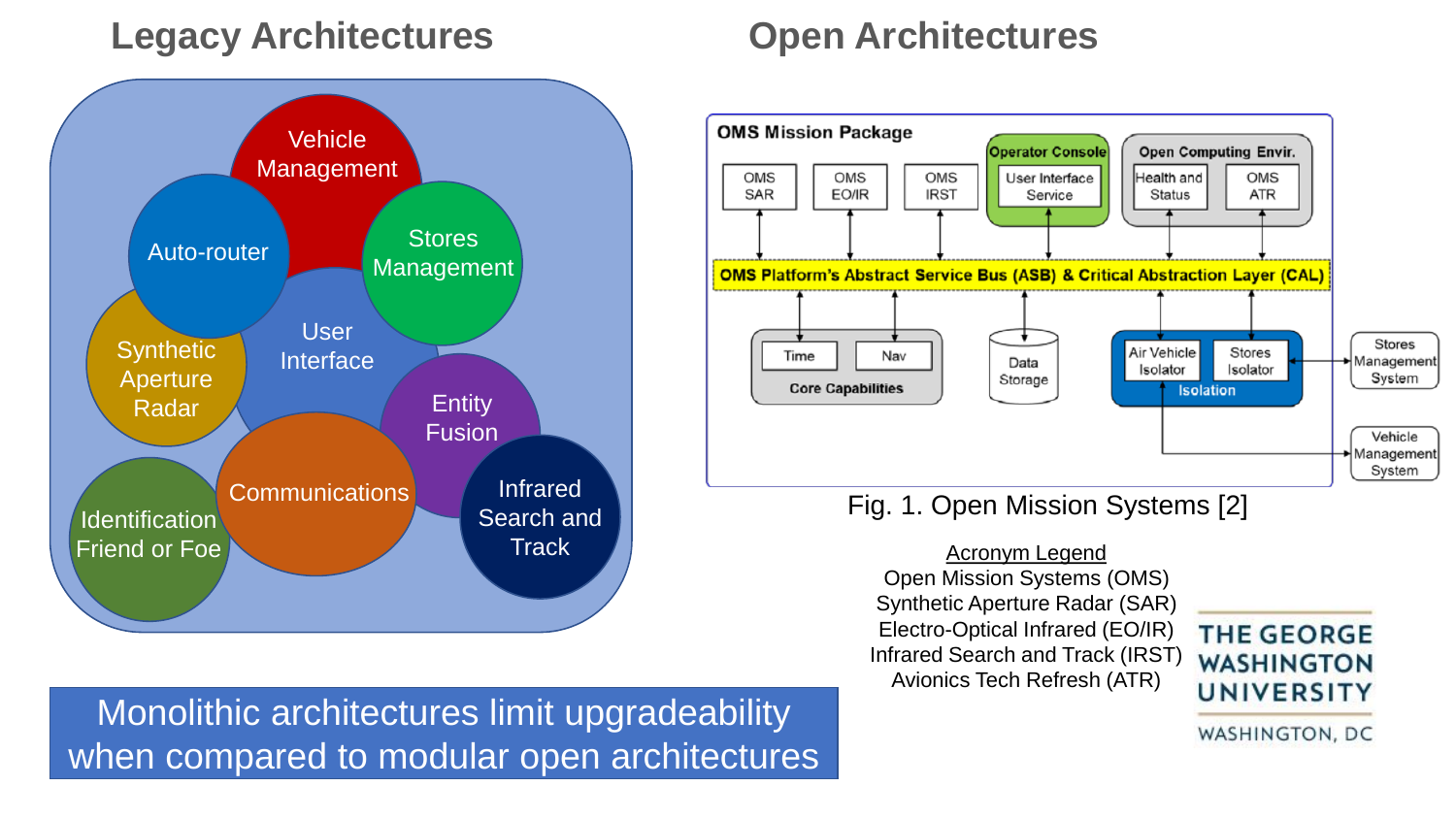## Legacy Architectures

Vehicle Management
Auto-router
Stores Management
Synthetic Aperture Radar
User Interface
Entity Fusion
Communications
Infrared Search and Track
Identification Friend or Foe

## Open Architectures

OMS Mission Package
OMS SAR
OMS EO/IR
OMS IRST
Operator Console
User Interface Service
Open Computing Envir.
Health and Status
OMS ATR
OMS Platform's Abstract Service Bus (ASB) & Critical Abstraction Layer (CAL)
Time
Nav
Core Capabilities
Data Storage
Air Vehicle Isolator
Stores Isolator
Isolation
Stores Management System
Vehicle Management System

Fig. 1. Open Mission Systems [2]

<u>Acronym Legend</u>
Open Mission Systems (OMS)
Synthetic Aperture Radar (SAR)
Electro-Optical Infrared (EO/IR)
Infrared Search and Track (IRST)
Avionics Tech Refresh (ATR)

Monolithic architectures limit upgradeability when compared to modular open architectures

THE GEORGE WASHINGTON UNIVERSITY
WASHINGTON, DC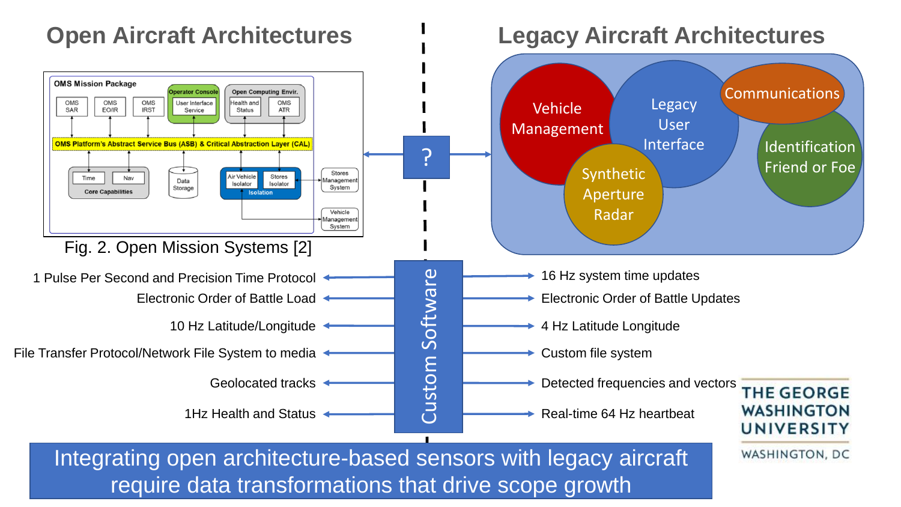## Open Aircraft Architectures

## Legacy Aircraft Architectures

Fig. 2. Open Mission Systems [2]

| Open Aircraft Architectures | Custom Software | Legacy Aircraft Architectures |
| --- | --- | --- |
| 1 Pulse Per Second and Precision Time Protocol | ↔ | 16 Hz system time updates |
| Electronic Order of Battle Load | ↔ | Electronic Order of Battle Updates |
| 10 Hz Latitude/Longitude | ↔ | 4 Hz Latitude Longitude |
| File Transfer Protocol/Network File System to media | ↔ | Custom file system |
| Geolocated tracks | ↔ | Detected frequencies and vectors |
| 1Hz Health and Status | ↔ | Real-time 64 Hz heartbeat |

**Integrating open architecture-based sensors with legacy aircraft require data transformations that drive scope growth**

THE GEORGE WASHINGTON UNIVERSITY

WASHINGTON, DC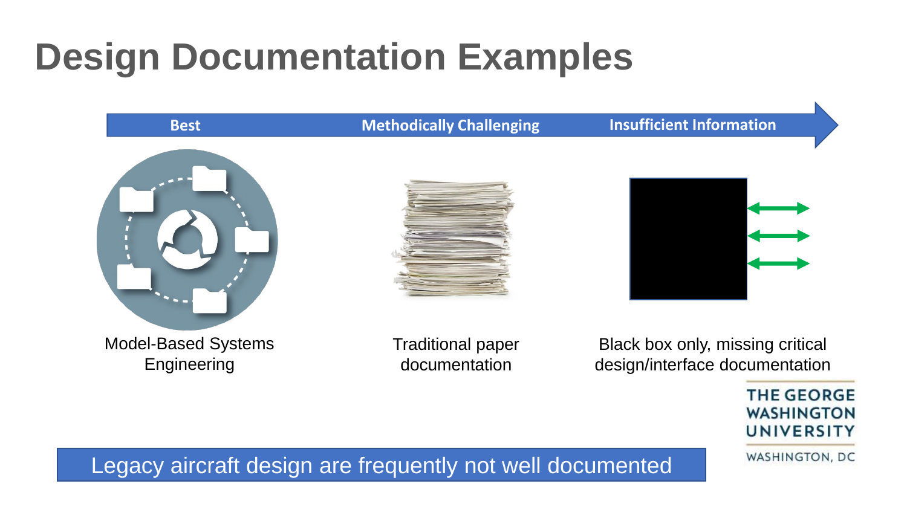# Design Documentation Examples

**Best** → **Methodically Challenging** → **Insufficient Information**

Model-Based Systems Engineering

Traditional paper documentation

Black box only, missing critical design/interface documentation

THE GEORGE WASHINGTON UNIVERSITY

WASHINGTON, DC

Legacy aircraft design are frequently not well documented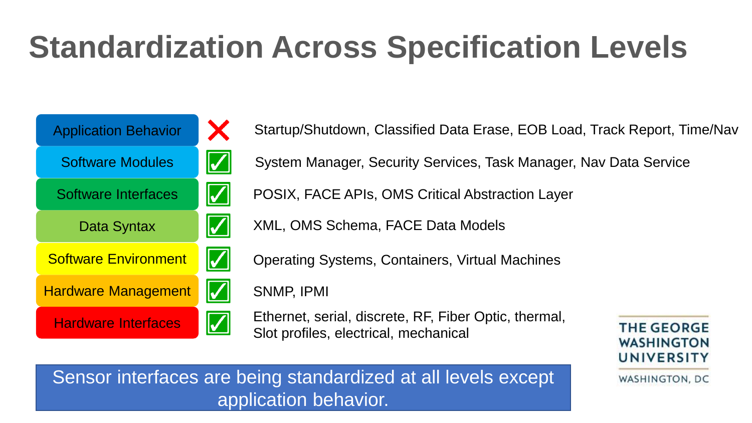# Standardization Across Specification Levels

| Specification Level | Standardized | Examples |
|---|---|---|
| Application Behavior | ✗ | Startup/Shutdown, Classified Data Erase, EOB Load, Track Report, Time/Nav |
| Software Modules | ✓ | System Manager, Security Services, Task Manager, Nav Data Service |
| Software Interfaces | ✓ | POSIX, FACE APIs, OMS Critical Abstraction Layer |
| Data Syntax | ✓ | XML, OMS Schema, FACE Data Models |
| Software Environment | ✓ | Operating Systems, Containers, Virtual Machines |
| Hardware Management | ✓ | SNMP, IPMI |
| Hardware Interfaces | ✓ | Ethernet, serial, discrete, RF, Fiber Optic, thermal, Slot profiles, electrical, mechanical |

Sensor interfaces are being standardized at all levels except application behavior.

THE GEORGE WASHINGTON UNIVERSITY

WASHINGTON, DC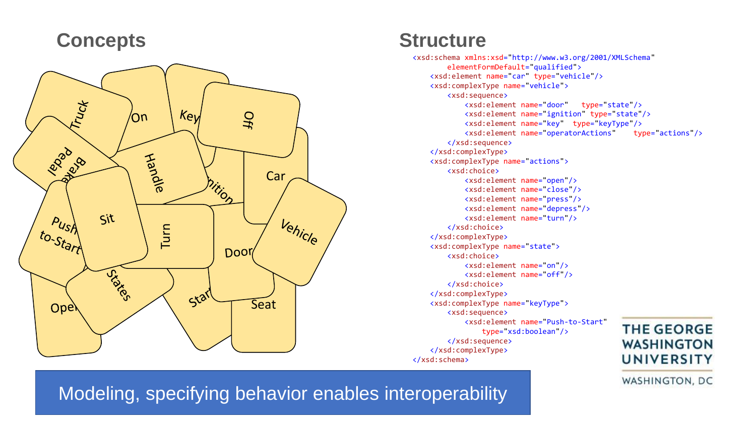## Concepts

Truck, On, Key, Off, Brake Pedal, Handle, Ignition, Car, Push-to-Start, Sit, Turn, Door, Vehicle, States, Start, Open, Seat

## Structure

```xml
<xsd:schema xmlns:xsd="http://www.w3.org/2001/XMLSchema"
        elementFormDefault="qualified">
    <xsd:element name="car" type="vehicle"/>
    <xsd:complexType name="vehicle">
        <xsd:sequence>
            <xsd:element name="door"   type="state"/>
            <xsd:element name="ignition" type="state"/>
            <xsd:element name="key"  type="keyType"/>
            <xsd:element name="operatorActions"    type="actions"/>
        </xsd:sequence>
    </xsd:complexType>
    <xsd:complexType name="actions">
        <xsd:choice>
            <xsd:element name="open"/>
            <xsd:element name="close"/>
            <xsd:element name="press"/>
            <xsd:element name="depress"/>
            <xsd:element name="turn"/>
        </xsd:choice>
    </xsd:complexType>
    <xsd:complexType name="state">
        <xsd:choice>
            <xsd:element name="on"/>
            <xsd:element name="off"/>
        </xsd:choice>
    </xsd:complexType>
    <xsd:complexType name="keyType">
        <xsd:sequence>
            <xsd:element name="Push-to-Start"
                type="xsd:boolean"/>
        </xsd:sequence>
    </xsd:complexType>
</xsd:schema>
```

Modeling, specifying behavior enables interoperability

THE GEORGE WASHINGTON UNIVERSITY

WASHINGTON, DC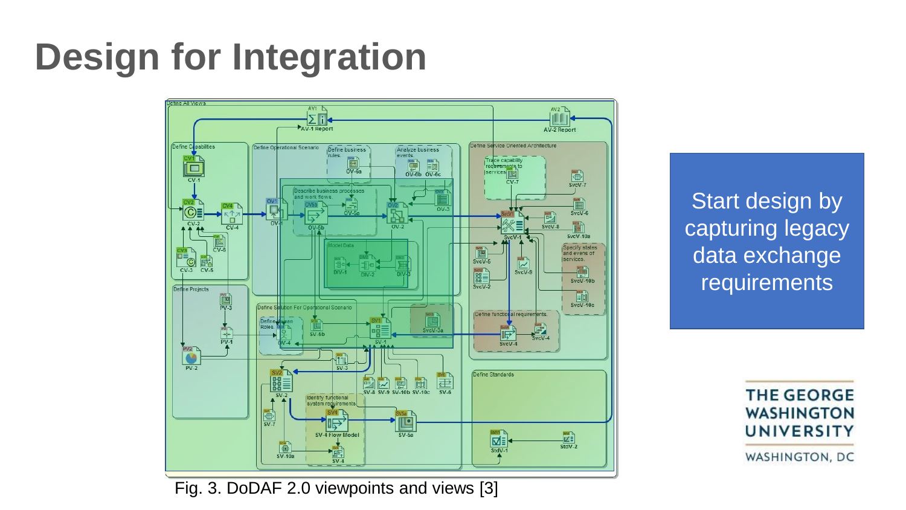# Design for Integration

Fig. 3. DoDAF 2.0 viewpoints and views [3]

Start design by capturing legacy data exchange requirements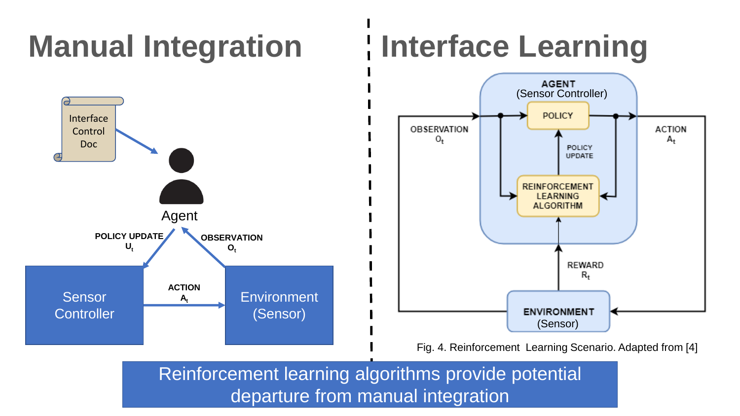# Manual Integration

Interface Control Doc

Agent

POLICY UPDATE $U_t$

OBSERVATION $O_t$

Sensor Controller

ACTION $A_t$

Environment (Sensor)

# Interface Learning

AGENT (Sensor Controller)

POLICY

POLICY UPDATE

REINFORCEMENT LEARNING ALGORITHM

OBSERVATION $O_t$

ACTION $A_t$

REWARD $R_t$

ENVIRONMENT (Sensor)

Fig. 4. Reinforcement Learning Scenario. Adapted from [4]

Reinforcement learning algorithms provide potential departure from manual integration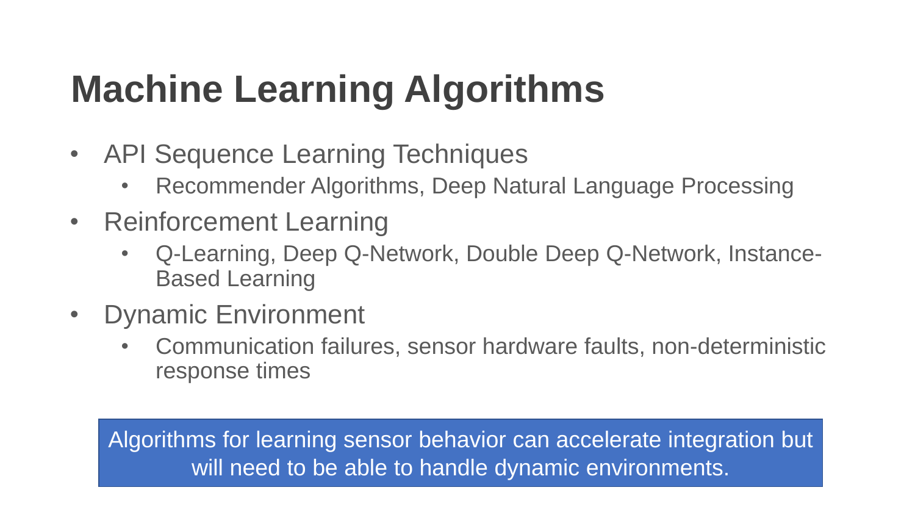# Machine Learning Algorithms

- API Sequence Learning Techniques
  - Recommender Algorithms, Deep Natural Language Processing
- Reinforcement Learning
  - Q-Learning, Deep Q-Network, Double Deep Q-Network, Instance-Based Learning
- Dynamic Environment
  - Communication failures, sensor hardware faults, non-deterministic response times

Algorithms for learning sensor behavior can accelerate integration but will need to be able to handle dynamic environments.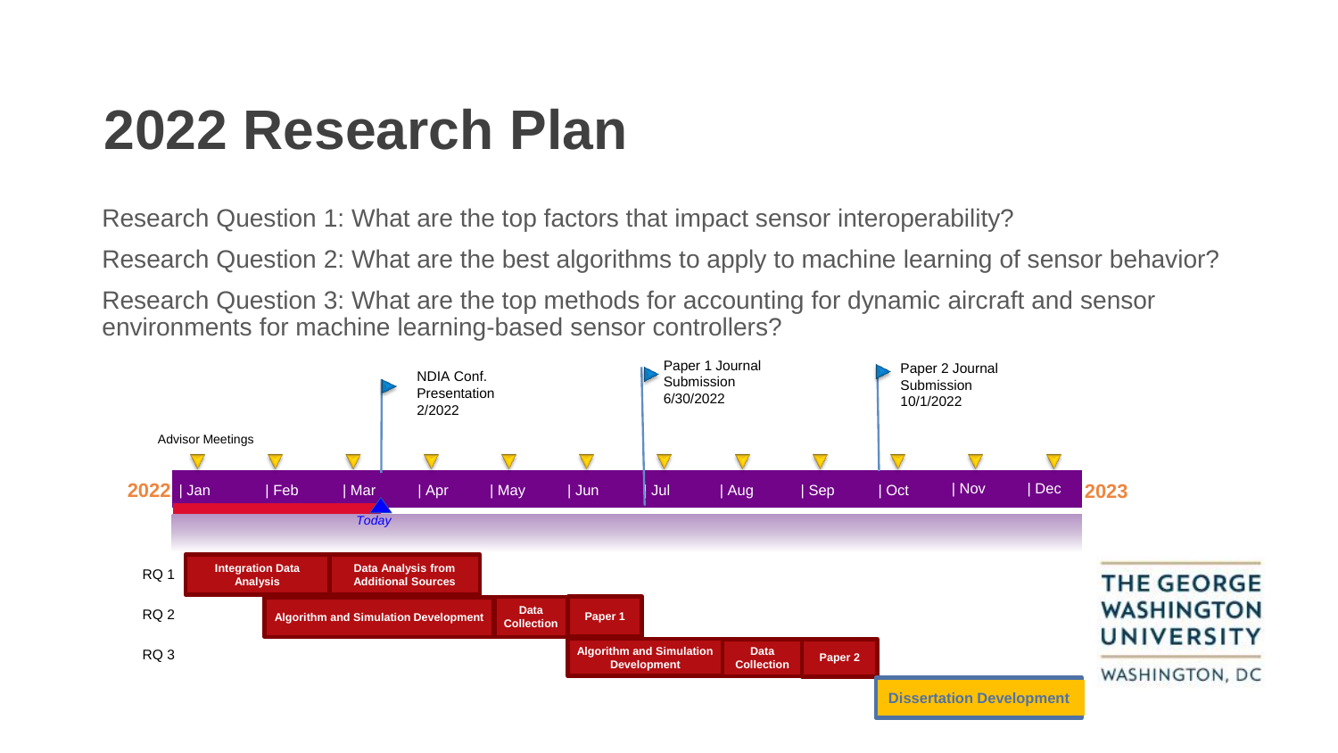# 2022 Research Plan

Research Question 1: What are the top factors that impact sensor interoperability?

Research Question 2: What are the best algorithms to apply to machine learning of sensor behavior?

Research Question 3: What are the top methods for accounting for dynamic aircraft and sensor environments for machine learning-based sensor controllers?

NDIA Conf. Presentation 2/2022

Paper 1 Journal Submission 6/30/2022

Paper 2 Journal Submission 10/1/2022

Advisor Meetings

2022 | Jan | Feb | Mar | Apr | May | Jun | Jul | Aug | Sep | Oct | Nov | Dec 2023

*Today*

RQ 1: Integration Data Analysis; Data Analysis from Additional Sources

RQ 2: Algorithm and Simulation Development; Data Collection; Paper 1

RQ 3: Algorithm and Simulation Development; Data Collection; Paper 2

Dissertation Development

THE GEORGE WASHINGTON UNIVERSITY

WASHINGTON, DC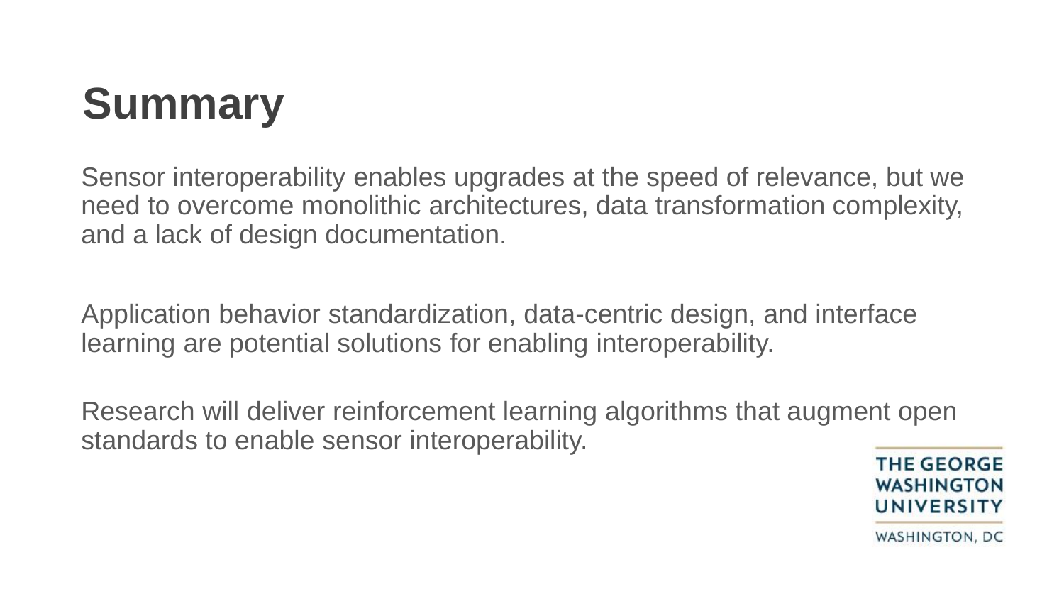# Summary

Sensor interoperability enables upgrades at the speed of relevance, but we need to overcome monolithic architectures, data transformation complexity, and a lack of design documentation.

Application behavior standardization, data-centric design, and interface learning are potential solutions for enabling interoperability.

Research will deliver reinforcement learning algorithms that augment open standards to enable sensor interoperability.

THE GEORGE WASHINGTON UNIVERSITY

WASHINGTON, DC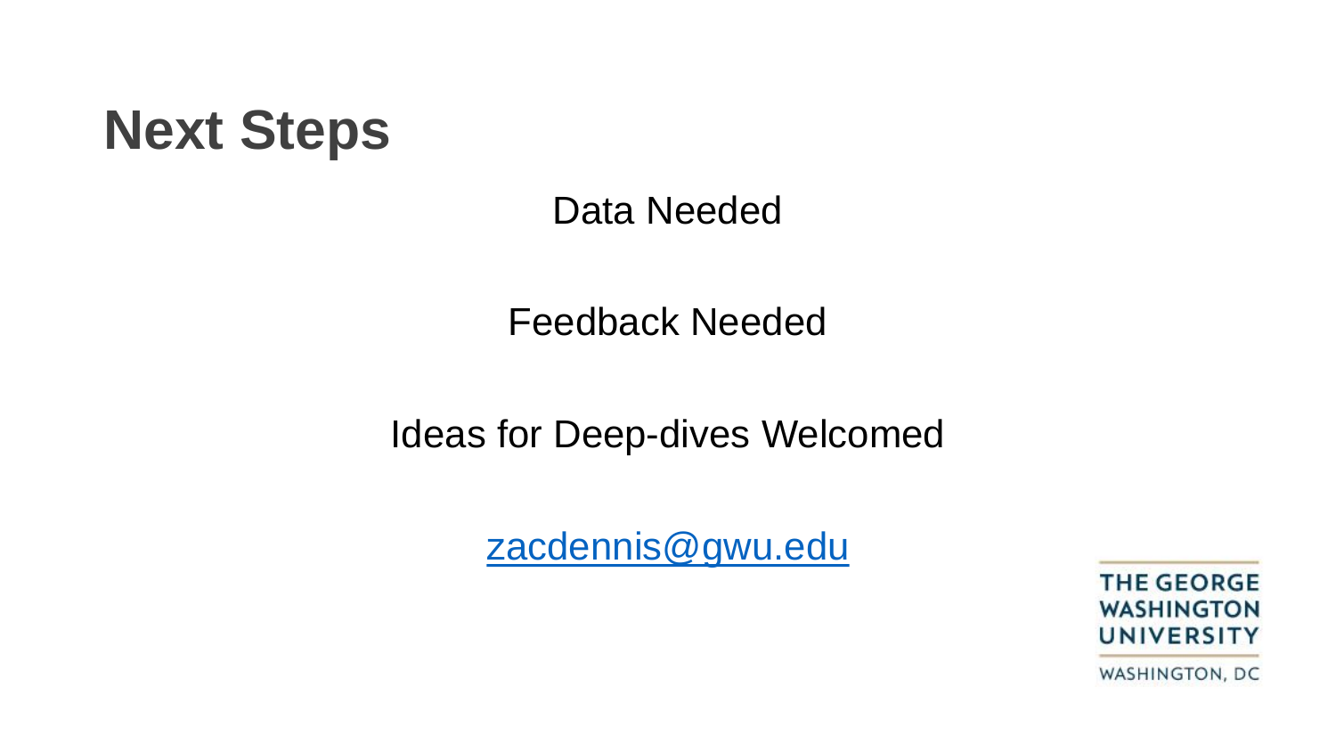# Next Steps

Data Needed

Feedback Needed

Ideas for Deep-dives Welcomed

[zacdennis@gwu.edu](mailto:zacdennis@gwu.edu)

THE GEORGE WASHINGTON UNIVERSITY

WASHINGTON, DC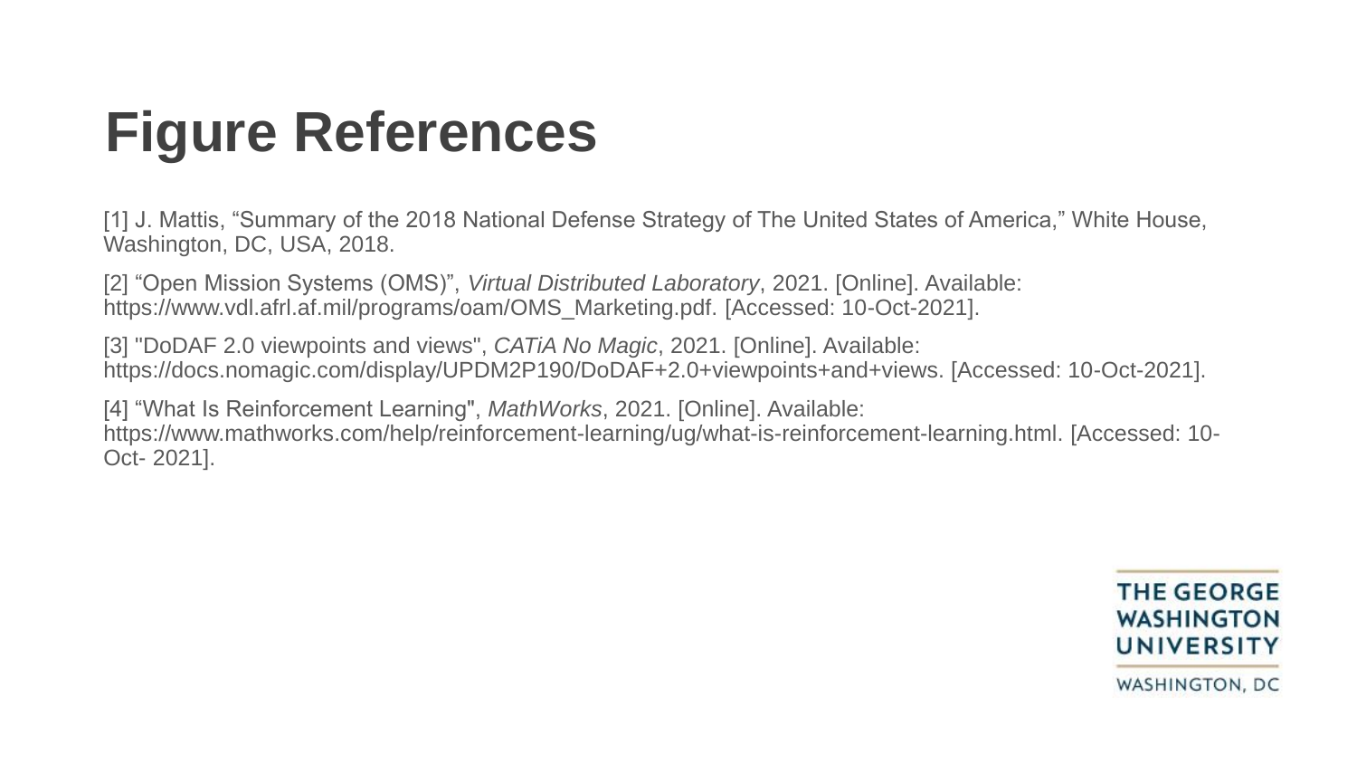# Figure References

[1] J. Mattis, “Summary of the 2018 National Defense Strategy of The United States of America,” White House, Washington, DC, USA, 2018.

[2] “Open Mission Systems (OMS)”, *Virtual Distributed Laboratory*, 2021. [Online]. Available: https://www.vdl.afrl.af.mil/programs/oam/OMS_Marketing.pdf. [Accessed: 10-Oct-2021].

[3] "DoDAF 2.0 viewpoints and views", *CATiA No Magic*, 2021. [Online]. Available: https://docs.nomagic.com/display/UPDM2P190/DoDAF+2.0+viewpoints+and+views. [Accessed: 10-Oct-2021].

[4] “What Is Reinforcement Learning", *MathWorks*, 2021. [Online]. Available: https://www.mathworks.com/help/reinforcement-learning/ug/what-is-reinforcement-learning.html. [Accessed: 10-Oct- 2021].

THE GEORGE WASHINGTON UNIVERSITY

WASHINGTON, DC